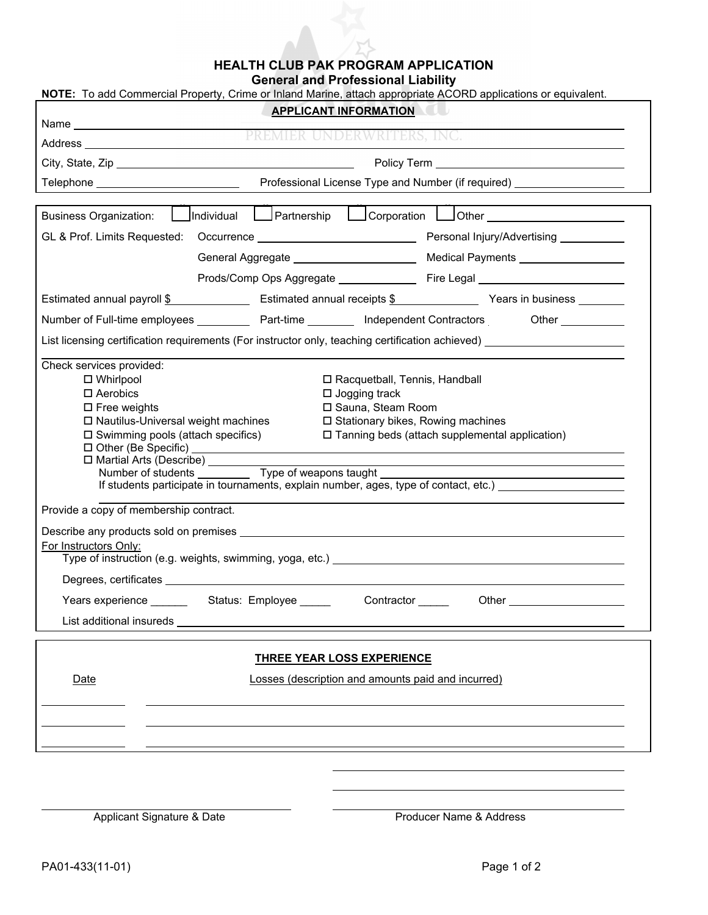# HEALTH CLUB PAK PROGRAM APPLICATION

## General and Professional Liability

**NOTE:** To add Commercial Property, Crime or Inland Marine, attach appropriate ACORD applications or equivalent.

### APPLICANT INFORMATION

Name ______________________________

Address ______________________________

City, State, Zip ______________________ Policy Term ______________________

Telephone ______________________ Professional License Type and Number (if required) ______________________

---

Business Organization: ☐ Individual ☐ Partnership ☐ Corporation ☐ Other ______________

GL & Prof. Limits Requested: Occurrence ______________ Personal Injury/Advertising ______________

General Aggregate ______________ Medical Payments ______________

Prods/Comp Ops Aggregate ______________ Fire Legal ______________

Estimated annual payroll $ ______________ Estimated annual receipts $ ______________ Years in business ________

Number of Full-time employees ________ Part-time ________ Independent Contractors ________ Other ________

List licensing certification requirements (For instructor only, teaching certification achieved) ______________________

Check services provided:

- ☐ Whirlpool
- ☐ Aerobics
- ☐ Free weights
- ☐ Nautilus-Universal weight machines
- ☐ Swimming pools (attach specifics)
- ☐ Racquetball, Tennis, Handball
- ☐ Jogging track
- ☐ Sauna, Steam Room
- ☐ Stationary bikes, Rowing machines
- ☐ Tanning beds (attach supplemental application)
- ☐ Other (Be Specific) ______________________
- ☐ Martial Arts (Describe) ______________________
  - Number of students ________ Type of weapons taught ______________________
  - If students participate in tournaments, explain number, ages, type of contact, etc.) ______________________

Provide a copy of membership contract.

Describe any products sold on premises ______________________

<u>For Instructors Only:</u>

Type of instruction (e.g. weights, swimming, yoga, etc.) ______________________

Degrees, certificates ______________________

Years experience ______ Status: Employee _____ Contractor _____ Other ______________

List additional insureds ______________________

---

### THREE YEAR LOSS EXPERIENCE

| Date | Losses (description and amounts paid and incurred) |
|---|---|
| | |
| | |
| | |

______________________ ______________________

Applicant Signature & Date Producer Name & Address

PA01-433(11-01)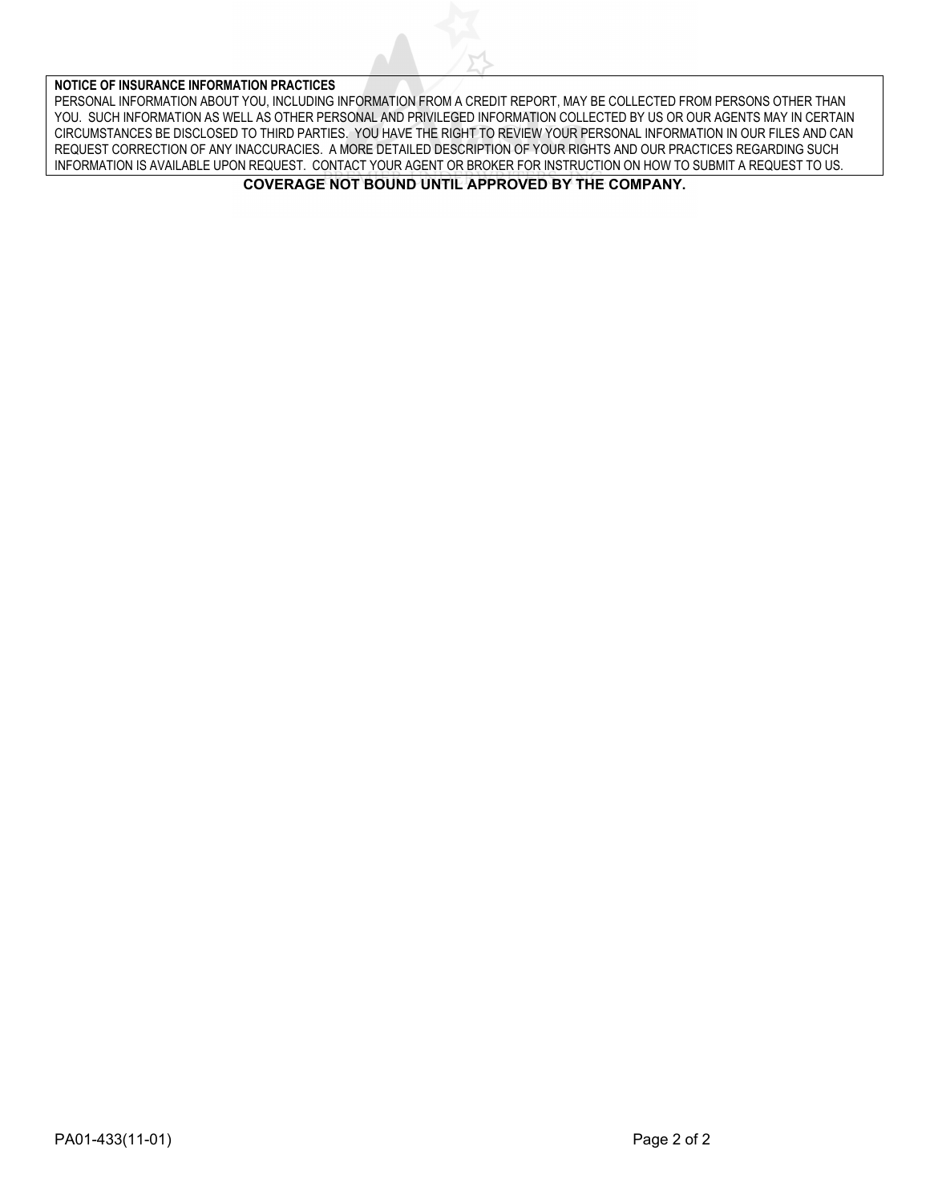**NOTICE OF INSURANCE INFORMATION PRACTICES**

PERSONAL INFORMATION ABOUT YOU, INCLUDING INFORMATION FROM A CREDIT REPORT, MAY BE COLLECTED FROM PERSONS OTHER THAN YOU. SUCH INFORMATION AS WELL AS OTHER PERSONAL AND PRIVILEGED INFORMATION COLLECTED BY US OR OUR AGENTS MAY IN CERTAIN CIRCUMSTANCES BE DISCLOSED TO THIRD PARTIES. YOU HAVE THE RIGHT TO REVIEW YOUR PERSONAL INFORMATION IN OUR FILES AND CAN REQUEST CORRECTION OF ANY INACCURACIES. A MORE DETAILED DESCRIPTION OF YOUR RIGHTS AND OUR PRACTICES REGARDING SUCH INFORMATION IS AVAILABLE UPON REQUEST. CONTACT YOUR AGENT OR BROKER FOR INSTRUCTION ON HOW TO SUBMIT A REQUEST TO US.

**COVERAGE NOT BOUND UNTIL APPROVED BY THE COMPANY.**

PA01-433(11-01)